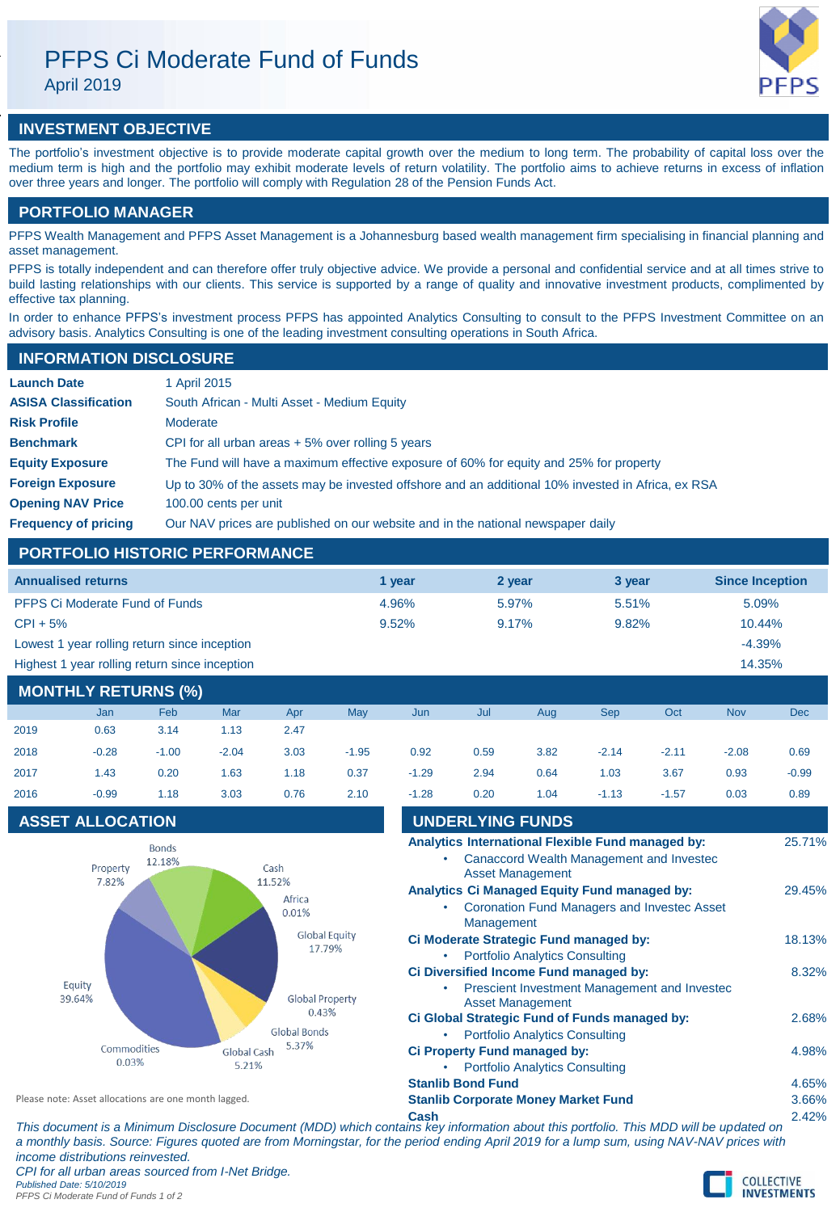# PFPS Ci Moderate Fund of Funds

April 2019

## INVESTMENT OBJECTIVE

The portfolio's investment objective is to provide moderate capital growth over the medium to long term. The probability of capital loss over the medium term is high and the portfolio may exhibit moderate levels of return volatility. The portfolio aims to achieve returns in excess of inflation over three years and longer. The portfolio will comply with Regulation 28 of the Pension Funds Act.

## PORTFOLIO MANAGER

PFPS Wealth Management and PFPS Asset Management is a Johannesburg based wealth management firm specialising in financial planning and asset management.

PFPS is totally independent and can therefore offer truly objective advice. We provide a personal and confidential service and at all times strive to build lasting relationships with our clients. This service is supported by a range of quality and innovative investment products, complimented by effective tax planning.

In order to enhance PFPS's investment process PFPS has appointed Analytics Consulting to consult to the PFPS Investment Committee on an advisory basis. Analytics Consulting is one of the leading investment consulting operations in South Africa.

## INFORMATION DISCLOSURE

| | |
|---|---|
| **Launch Date** | 1 April 2015 |
| **ASISA Classification** | South African - Multi Asset - Medium Equity |
| **Risk Profile** | Moderate |
| **Benchmark** | CPI for all urban areas + 5% over rolling 5 years |
| **Equity Exposure** | The Fund will have a maximum effective exposure of 60% for equity and 25% for property |
| **Foreign Exposure** | Up to 30% of the assets may be invested offshore and an additional 10% invested in Africa, ex RSA |
| **Opening NAV Price** | 100.00 cents per unit |
| **Frequency of pricing** | Our NAV prices are published on our website and in the national newspaper daily |

## PORTFOLIO HISTORIC PERFORMANCE

| Annualised returns | 1 year | 2 year | 3 year | Since Inception |
|---|---|---|---|---|
| PFPS Ci Moderate Fund of Funds | 4.96% | 5.97% | 5.51% | 5.09% |
| CPI + 5% | 9.52% | 9.17% | 9.82% | 10.44% |
| Lowest 1 year rolling return since inception | | | | -4.39% |
| Highest 1 year rolling return since inception | | | | 14.35% |

## MONTHLY RETURNS (%)

| | Jan | Feb | Mar | Apr | May | Jun | Jul | Aug | Sep | Oct | Nov | Dec |
|---|---|---|---|---|---|---|---|---|---|---|---|---|
| 2019 | 0.63 | 3.14 | 1.13 | 2.47 | | | | | | | | |
| 2018 | -0.28 | -1.00 | -2.04 | 3.03 | -1.95 | 0.92 | 0.59 | 3.82 | -2.14 | -2.11 | -2.08 | 0.69 |
| 2017 | 1.43 | 0.20 | 1.63 | 1.18 | 0.37 | -1.29 | 2.94 | 0.64 | 1.03 | 3.67 | 0.93 | -0.99 |
| 2016 | -0.99 | 1.18 | 3.03 | 0.76 | 2.10 | -1.28 | 0.20 | 1.04 | -1.13 | -1.57 | 0.03 | 0.89 |

## ASSET ALLOCATION

| Asset | Allocation |
|---|---|
| Bonds | 12.18% |
| Cash | 11.52% |
| Africa | 0.01% |
| Global Equity | 17.79% |
| Global Property | 0.43% |
| Global Bonds | 5.37% |
| Global Cash | 5.21% |
| Commodities | 0.03% |
| Equity | 39.64% |
| Property | 7.82% |

Please note: Asset allocations are one month lagged.

## UNDERLYING FUNDS

| Fund | Weight |
|---|---|
| **Analytics International Flexible Fund managed by:** | 25.71% |
| • Canaccord Wealth Management and Investec Asset Management | |
| **Analytics Ci Managed Equity Fund managed by:** | 29.45% |
| • Coronation Fund Managers and Investec Asset Management | |
| **Ci Moderate Strategic Fund managed by:** | 18.13% |
| • Portfolio Analytics Consulting | |
| **Ci Diversified Income Fund managed by:** | 8.32% |
| • Prescient Investment Management and Investec Asset Management | |
| **Ci Global Strategic Fund of Funds managed by:** | 2.68% |
| • Portfolio Analytics Consulting | |
| **Ci Property Fund managed by:** | 4.98% |
| • Portfolio Analytics Consulting | |
| **Stanlib Bond Fund** | 4.65% |
| **Stanlib Corporate Money Market Fund** | 3.66% |
| **Cash** | 2.42% |

*This document is a Minimum Disclosure Document (MDD) which contains key information about this portfolio. This MDD will be updated on a monthly basis. Source: Figures quoted are from Morningstar, for the period ending April 2019 for a lump sum, using NAV-NAV prices with income distributions reinvested.*

*CPI for all urban areas sourced from I-Net Bridge.*

*Published Date: 5/10/2019*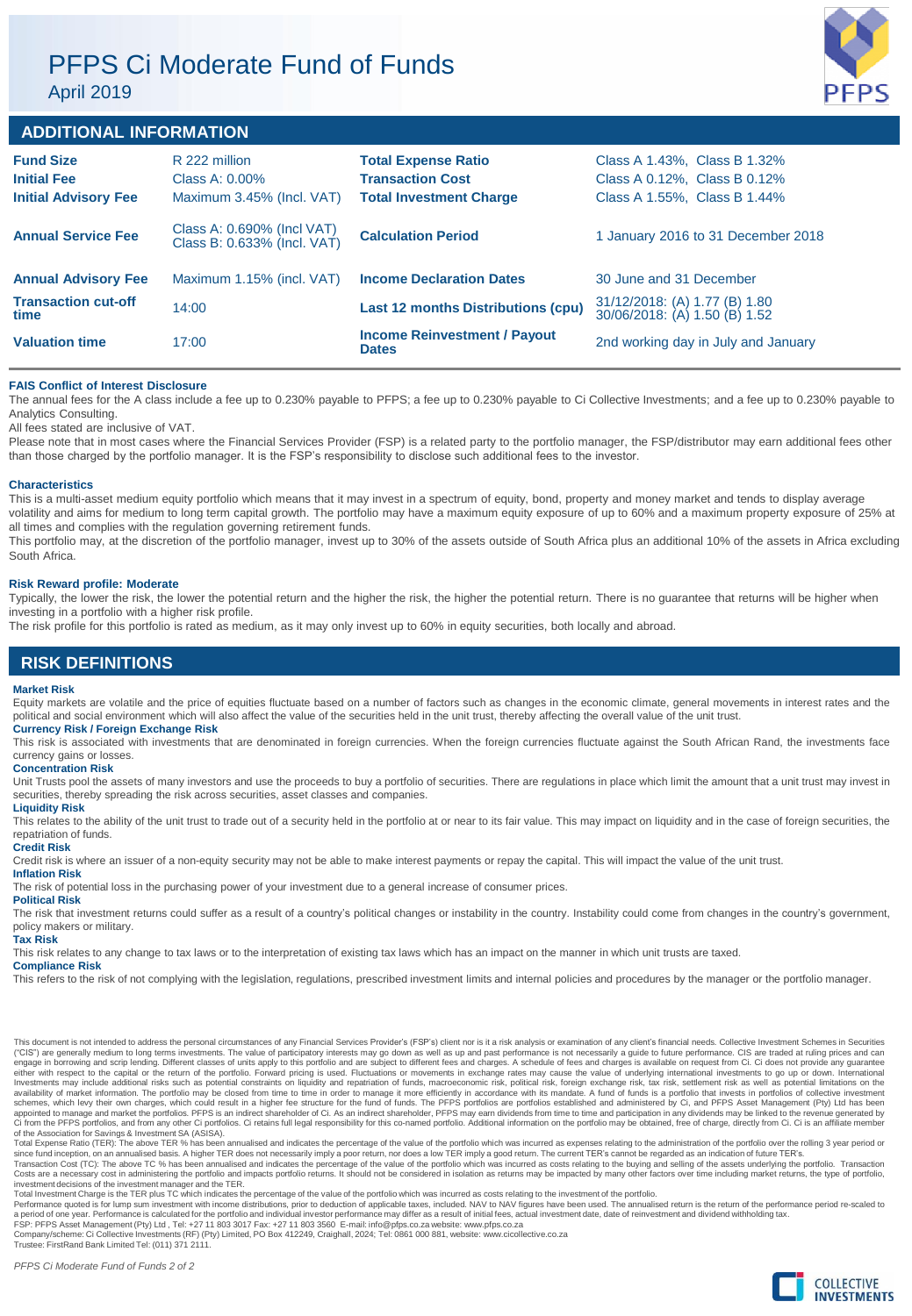# PFPS Ci Moderate Fund of Funds

April 2019

## ADDITIONAL INFORMATION

| | | | |
|---|---|---|---|
| **Fund Size** | R 222 million | **Total Expense Ratio** | Class A 1.43%, Class B 1.32% |
| **Initial Fee** | Class A: 0.00% | **Transaction Cost** | Class A 0.12%, Class B 0.12% |
| **Initial Advisory Fee** | Maximum 3.45% (Incl. VAT) | **Total Investment Charge** | Class A 1.55%, Class B 1.44% |
| **Annual Service Fee** | Class A: 0.690% (Incl VAT) Class B: 0.633% (Incl. VAT) | **Calculation Period** | 1 January 2016 to 31 December 2018 |
| **Annual Advisory Fee** | Maximum 1.15% (incl. VAT) | **Income Declaration Dates** | 30 June and 31 December |
| **Transaction cut-off time** | 14:00 | **Last 12 months Distributions (cpu)** | 31/12/2018: (A) 1.77 (B) 1.80 30/06/2018: (A) 1.50 (B) 1.52 |
| **Valuation time** | 17:00 | **Income Reinvestment / Payout Dates** | 2nd working day in July and January |

**FAIS Conflict of Interest Disclosure**

The annual fees for the A class include a fee up to 0.230% payable to PFPS; a fee up to 0.230% payable to Ci Collective Investments; and a fee up to 0.230% payable to Analytics Consulting.

All fees stated are inclusive of VAT.

Please note that in most cases where the Financial Services Provider (FSP) is a related party to the portfolio manager, the FSP/distributor may earn additional fees other than those charged by the portfolio manager. It is the FSP's responsibility to disclose such additional fees to the investor.

**Characteristics**

This is a multi-asset medium equity portfolio which means that it may invest in a spectrum of equity, bond, property and money market and tends to display average volatility and aims for medium to long term capital growth. The portfolio may have a maximum equity exposure of up to 60% and a maximum property exposure of 25% at all times and complies with the regulation governing retirement funds.

This portfolio may, at the discretion of the portfolio manager, invest up to 30% of the assets outside of South Africa plus an additional 10% of the assets in Africa excluding South Africa.

**Risk Reward profile: Moderate**

Typically, the lower the risk, the lower the potential return and the higher the risk, the higher the potential return. There is no guarantee that returns will be higher when investing in a portfolio with a higher risk profile.

The risk profile for this portfolio is rated as medium, as it may only invest up to 60% in equity securities, both locally and abroad.

## RISK DEFINITIONS

**Market Risk**

Equity markets are volatile and the price of equities fluctuate based on a number of factors such as changes in the economic climate, general movements in interest rates and the political and social environment which will also affect the value of the securities held in the unit trust, thereby affecting the overall value of the unit trust.

**Currency Risk / Foreign Exchange Risk**

This risk is associated with investments that are denominated in foreign currencies. When the foreign currencies fluctuate against the South African Rand, the investments face currency gains or losses.

**Concentration Risk**

Unit Trusts pool the assets of many investors and use the proceeds to buy a portfolio of securities. There are regulations in place which limit the amount that a unit trust may invest in securities, thereby spreading the risk across securities, asset classes and companies.

**Liquidity Risk**

This relates to the ability of the unit trust to trade out of a security held in the portfolio at or near to its fair value. This may impact on liquidity and in the case of foreign securities, the repatriation of funds.

**Credit Risk**

Credit risk is where an issuer of a non-equity security may not be able to make interest payments or repay the capital. This will impact the value of the unit trust.

**Inflation Risk**

The risk of potential loss in the purchasing power of your investment due to a general increase of consumer prices.

**Political Risk**

The risk that investment returns could suffer as a result of a country's political changes or instability in the country. Instability could come from changes in the country's government, policy makers or military.

**Tax Risk**

This risk relates to any change to tax laws or to the interpretation of existing tax laws which has an impact on the manner in which unit trusts are taxed.

**Compliance Risk**

This refers to the risk of not complying with the legislation, regulations, prescribed investment limits and internal policies and procedures by the manager or the portfolio manager.

This document is not intended to address the personal circumstances of any Financial Services Provider's (FSP's) client nor is it a risk analysis or examination of any client's financial needs. Collective Investment Schemes in Securities ("CIS") are generally medium to long terms investments. The value of participatory interests may go down as well as up and past performance is not necessarily a guide to future performance. CIS are traded at ruling prices and can engage in borrowing and scrip lending. Different classes of units apply to this portfolio and are subject to different fees and charges. A schedule of fees and charges is available on request from Ci. Ci does not provide any guarantee either with respect to the capital or the return of the portfolio. Forward pricing is used. Fluctuations or movements in exchange rates may cause the value of underlying international investments to go up or down. International Investments may include additional risks such as potential constraints on liquidity and repatriation of funds, macroeconomic risk, political risk, foreign exchange risk, tax risk, settlement risk as well as potential limitations on the availability of market information. The portfolio may be closed from time to time in order to manage it more efficiently in accordance with its mandate. A fund of funds is a portfolio that invests in portfolios of collective investment schemes, which levy their own charges, which could result in a higher fee structure for the fund of funds. The PFPS portfolios are portfolios established and administered by Ci, and PFPS Asset Management (Pty) Ltd has been appointed to manage and market the portfolios. PFPS is an indirect shareholder of Ci. As an indirect shareholder, PFPS may earn dividends from time to time and participation in any dividends may be linked to the revenue generated by Ci from the PFPS portfolios, and from any other Ci portfolios. Ci retains full legal responsibility for this co-named portfolio. Additional information on the portfolio may be obtained, free of charge, directly from Ci. Ci is an affiliate member of the Association for Savings & Investment SA (ASISA).

Total Expense Ratio (TER): The above TER % has been annualised and indicates the percentage of the value of the portfolio which was incurred as expenses relating to the administration of the portfolio over the rolling 3 year period or since fund inception, on an annualised basis. A higher TER does not necessarily imply a poor return, nor does a low TER imply a good return. The current TER's cannot be regarded as an indication of future TER's.

Transaction Cost (TC): The above TC % has been annualised and indicates the percentage of the value of the portfolio which was incurred as costs relating to the buying and selling of the assets underlying the portfolio. Transaction Costs are a necessary cost in administering the portfolio and impacts portfolio returns. It should not be considered in isolation as returns may be impacted by many other factors over time including market returns, the type of portfolio, investment decisions of the investment manager and the TER.

Total Investment Charge is the TER plus TC which indicates the percentage of the value of the portfolio which was incurred as costs relating to the investment of the portfolio.

Performance quoted is for lump sum investment with income distributions, prior to deduction of applicable taxes, included. NAV to NAV figures have been used. The annualised return is the return of the performance period re-scaled to a period of one year. Performance is calculated for the portfolio and individual investor performance may differ as a result of initial fees, actual investment date, date of reinvestment and dividend withholding tax.

FSP: PFPS Asset Management (Pty) Ltd , Tel: +27 11 803 3017 Fax: +27 11 803 3560 E-mail: info@pfps.co.za website: www.pfps.co.za

Company/scheme: Ci Collective Investments (RF) (Pty) Limited, PO Box 412249, Craighall, 2024; Tel: 0861 000 881, website: www.cicollective.co.za

Trustee: FirstRand Bank Limited Tel: (011) 371 2111.